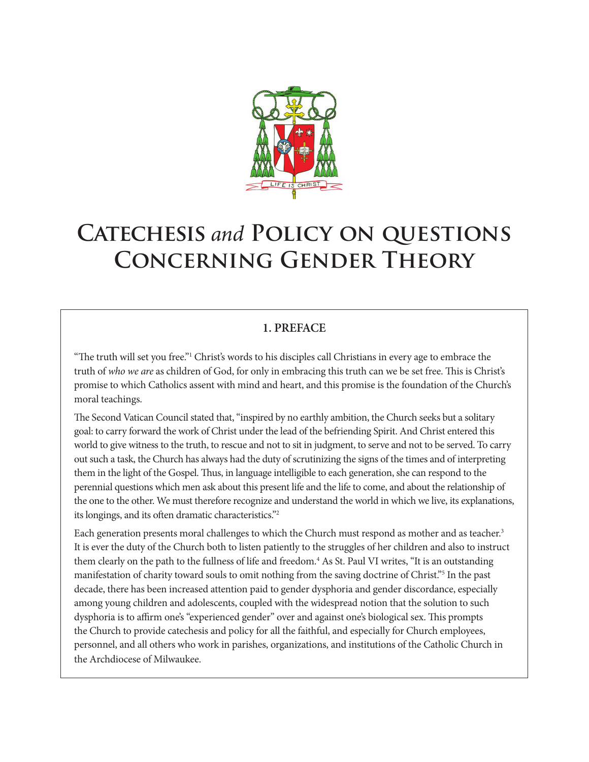# CATECHESIS *and* POLICY ON QUESTIONS CONCERNING GENDER THEORY

## 1. PREFACE

"The truth will set you free."[1] Christ's words to his disciples call Christians in every age to embrace the truth of *who we are* as children of God, for only in embracing this truth can we be set free. This is Christ's promise to which Catholics assent with mind and heart, and this promise is the foundation of the Church's moral teachings.

The Second Vatican Council stated that, "inspired by no earthly ambition, the Church seeks but a solitary goal: to carry forward the work of Christ under the lead of the befriending Spirit. And Christ entered this world to give witness to the truth, to rescue and not to sit in judgment, to serve and not to be served. To carry out such a task, the Church has always had the duty of scrutinizing the signs of the times and of interpreting them in the light of the Gospel. Thus, in language intelligible to each generation, she can respond to the perennial questions which men ask about this present life and the life to come, and about the relationship of the one to the other. We must therefore recognize and understand the world in which we live, its explanations, its longings, and its often dramatic characteristics."[2]

Each generation presents moral challenges to which the Church must respond as mother and as teacher.[3] It is ever the duty of the Church both to listen patiently to the struggles of her children and also to instruct them clearly on the path to the fullness of life and freedom.[4] As St. Paul VI writes, "It is an outstanding manifestation of charity toward souls to omit nothing from the saving doctrine of Christ."[5] In the past decade, there has been increased attention paid to gender dysphoria and gender discordance, especially among young children and adolescents, coupled with the widespread notion that the solution to such dysphoria is to affirm one's "experienced gender" over and against one's biological sex. This prompts the Church to provide catechesis and policy for all the faithful, and especially for Church employees, personnel, and all others who work in parishes, organizations, and institutions of the Catholic Church in the Archdiocese of Milwaukee.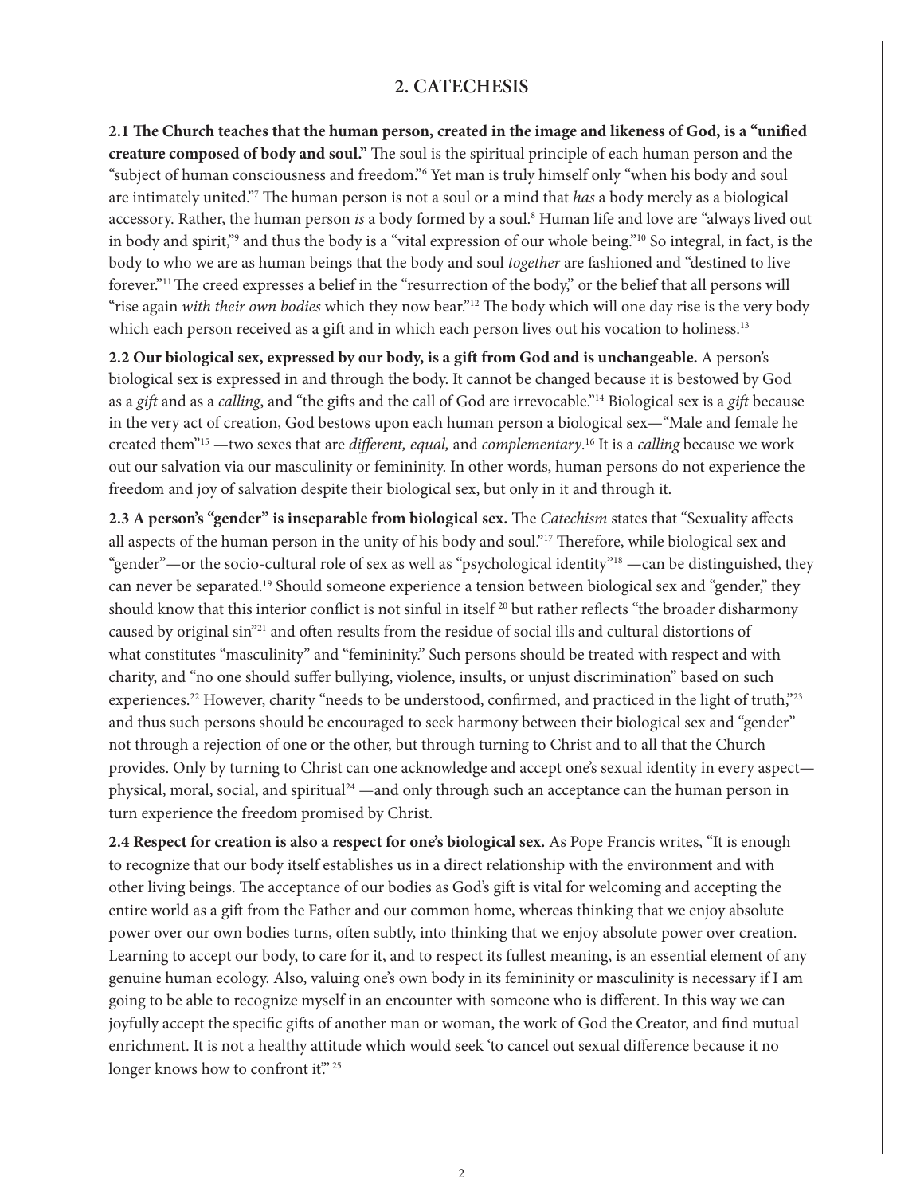## 2. CATECHESIS

**2.1 The Church teaches that the human person, created in the image and likeness of God, is a "unified creature composed of body and soul."** The soul is the spiritual principle of each human person and the "subject of human consciousness and freedom."[6] Yet man is truly himself only "when his body and soul are intimately united."[7] The human person is not a soul or a mind that *has* a body merely as a biological accessory. Rather, the human person *is* a body formed by a soul.[8] Human life and love are "always lived out in body and spirit,"[9] and thus the body is a "vital expression of our whole being."[10] So integral, in fact, is the body to who we are as human beings that the body and soul *together* are fashioned and "destined to live forever."[11] The creed expresses a belief in the "resurrection of the body," or the belief that all persons will "rise again *with their own bodies* which they now bear."[12] The body which will one day rise is the very body which each person received as a gift and in which each person lives out his vocation to holiness.[13]

**2.2 Our biological sex, expressed by our body, is a gift from God and is unchangeable.** A person's biological sex is expressed in and through the body. It cannot be changed because it is bestowed by God as a *gift* and as a *calling*, and "the gifts and the call of God are irrevocable."[14] Biological sex is a *gift* because in the very act of creation, God bestows upon each human person a biological sex—"Male and female he created them"[15] —two sexes that are *different, equal,* and *complementary*.[16] It is a *calling* because we work out our salvation via our masculinity or femininity. In other words, human persons do not experience the freedom and joy of salvation despite their biological sex, but only in it and through it.

**2.3 A person's "gender" is inseparable from biological sex.** The *Catechism* states that "Sexuality affects all aspects of the human person in the unity of his body and soul."[17] Therefore, while biological sex and "gender"—or the socio-cultural role of sex as well as "psychological identity"[18] —can be distinguished, they can never be separated.[19] Should someone experience a tension between biological sex and "gender," they should know that this interior conflict is not sinful in itself [20] but rather reflects "the broader disharmony caused by original sin"[21] and often results from the residue of social ills and cultural distortions of what constitutes "masculinity" and "femininity." Such persons should be treated with respect and with charity, and "no one should suffer bullying, violence, insults, or unjust discrimination" based on such experiences.[22] However, charity "needs to be understood, confirmed, and practiced in the light of truth,"[23] and thus such persons should be encouraged to seek harmony between their biological sex and "gender" not through a rejection of one or the other, but through turning to Christ and to all that the Church provides. Only by turning to Christ can one acknowledge and accept one's sexual identity in every aspect—physical, moral, social, and spiritual[24] —and only through such an acceptance can the human person in turn experience the freedom promised by Christ.

**2.4 Respect for creation is also a respect for one's biological sex.** As Pope Francis writes, "It is enough to recognize that our body itself establishes us in a direct relationship with the environment and with other living beings. The acceptance of our bodies as God's gift is vital for welcoming and accepting the entire world as a gift from the Father and our common home, whereas thinking that we enjoy absolute power over our own bodies turns, often subtly, into thinking that we enjoy absolute power over creation. Learning to accept our body, to care for it, and to respect its fullest meaning, is an essential element of any genuine human ecology. Also, valuing one's own body in its femininity or masculinity is necessary if I am going to be able to recognize myself in an encounter with someone who is different. In this way we can joyfully accept the specific gifts of another man or woman, the work of God the Creator, and find mutual enrichment. It is not a healthy attitude which would seek 'to cancel out sexual difference because it no longer knows how to confront it'."[25]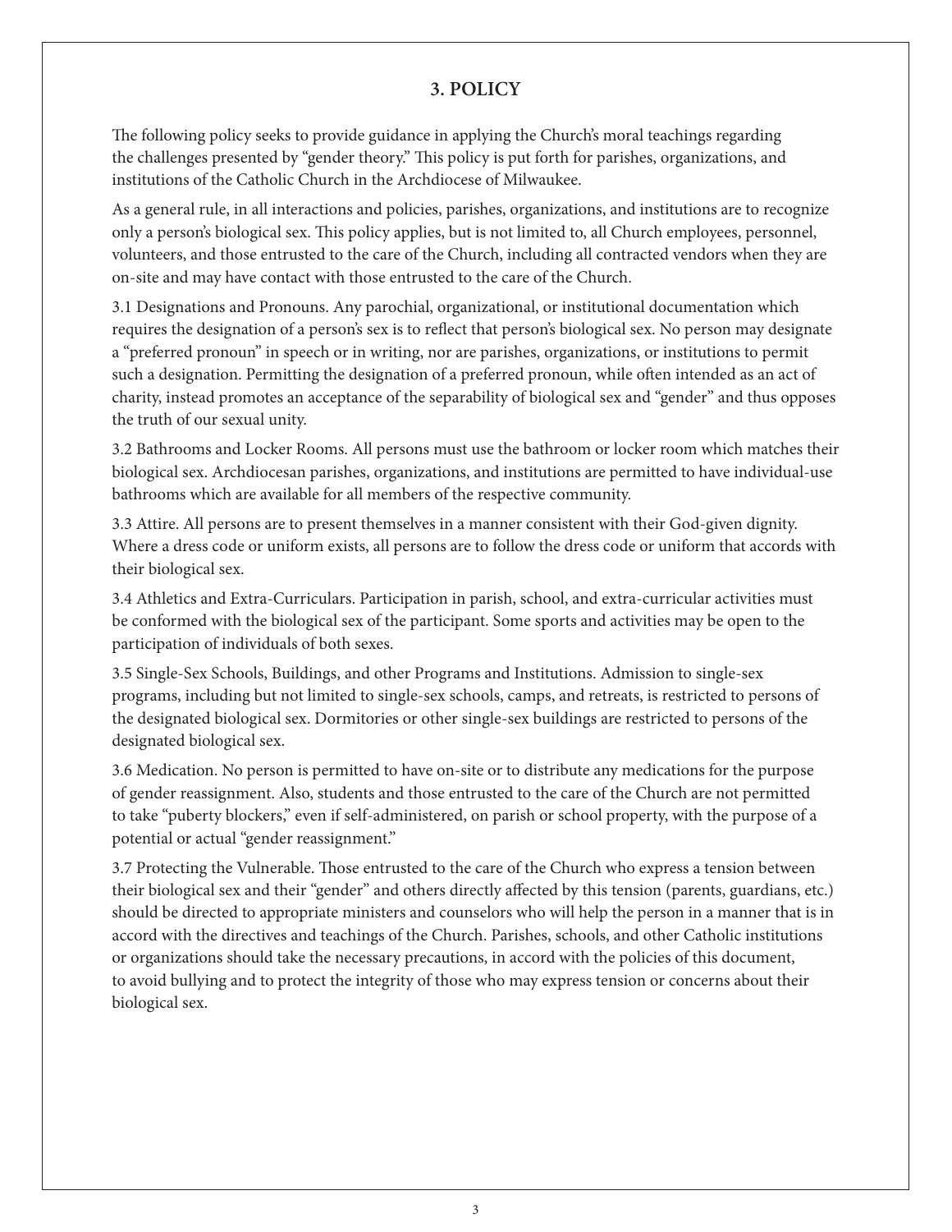## 3. POLICY

The following policy seeks to provide guidance in applying the Church's moral teachings regarding the challenges presented by "gender theory." This policy is put forth for parishes, organizations, and institutions of the Catholic Church in the Archdiocese of Milwaukee.

As a general rule, in all interactions and policies, parishes, organizations, and institutions are to recognize only a person's biological sex. This policy applies, but is not limited to, all Church employees, personnel, volunteers, and those entrusted to the care of the Church, including all contracted vendors when they are on-site and may have contact with those entrusted to the care of the Church.

3.1 Designations and Pronouns. Any parochial, organizational, or institutional documentation which requires the designation of a person's sex is to reflect that person's biological sex. No person may designate a "preferred pronoun" in speech or in writing, nor are parishes, organizations, or institutions to permit such a designation. Permitting the designation of a preferred pronoun, while often intended as an act of charity, instead promotes an acceptance of the separability of biological sex and "gender" and thus opposes the truth of our sexual unity.

3.2 Bathrooms and Locker Rooms. All persons must use the bathroom or locker room which matches their biological sex. Archdiocesan parishes, organizations, and institutions are permitted to have individual-use bathrooms which are available for all members of the respective community.

3.3 Attire. All persons are to present themselves in a manner consistent with their God-given dignity. Where a dress code or uniform exists, all persons are to follow the dress code or uniform that accords with their biological sex.

3.4 Athletics and Extra-Curriculars. Participation in parish, school, and extra-curricular activities must be conformed with the biological sex of the participant. Some sports and activities may be open to the participation of individuals of both sexes.

3.5 Single-Sex Schools, Buildings, and other Programs and Institutions. Admission to single-sex programs, including but not limited to single-sex schools, camps, and retreats, is restricted to persons of the designated biological sex. Dormitories or other single-sex buildings are restricted to persons of the designated biological sex.

3.6 Medication. No person is permitted to have on-site or to distribute any medications for the purpose of gender reassignment. Also, students and those entrusted to the care of the Church are not permitted to take "puberty blockers," even if self-administered, on parish or school property, with the purpose of a potential or actual "gender reassignment."

3.7 Protecting the Vulnerable. Those entrusted to the care of the Church who express a tension between their biological sex and their "gender" and others directly affected by this tension (parents, guardians, etc.) should be directed to appropriate ministers and counselors who will help the person in a manner that is in accord with the directives and teachings of the Church. Parishes, schools, and other Catholic institutions or organizations should take the necessary precautions, in accord with the policies of this document, to avoid bullying and to protect the integrity of those who may express tension or concerns about their biological sex.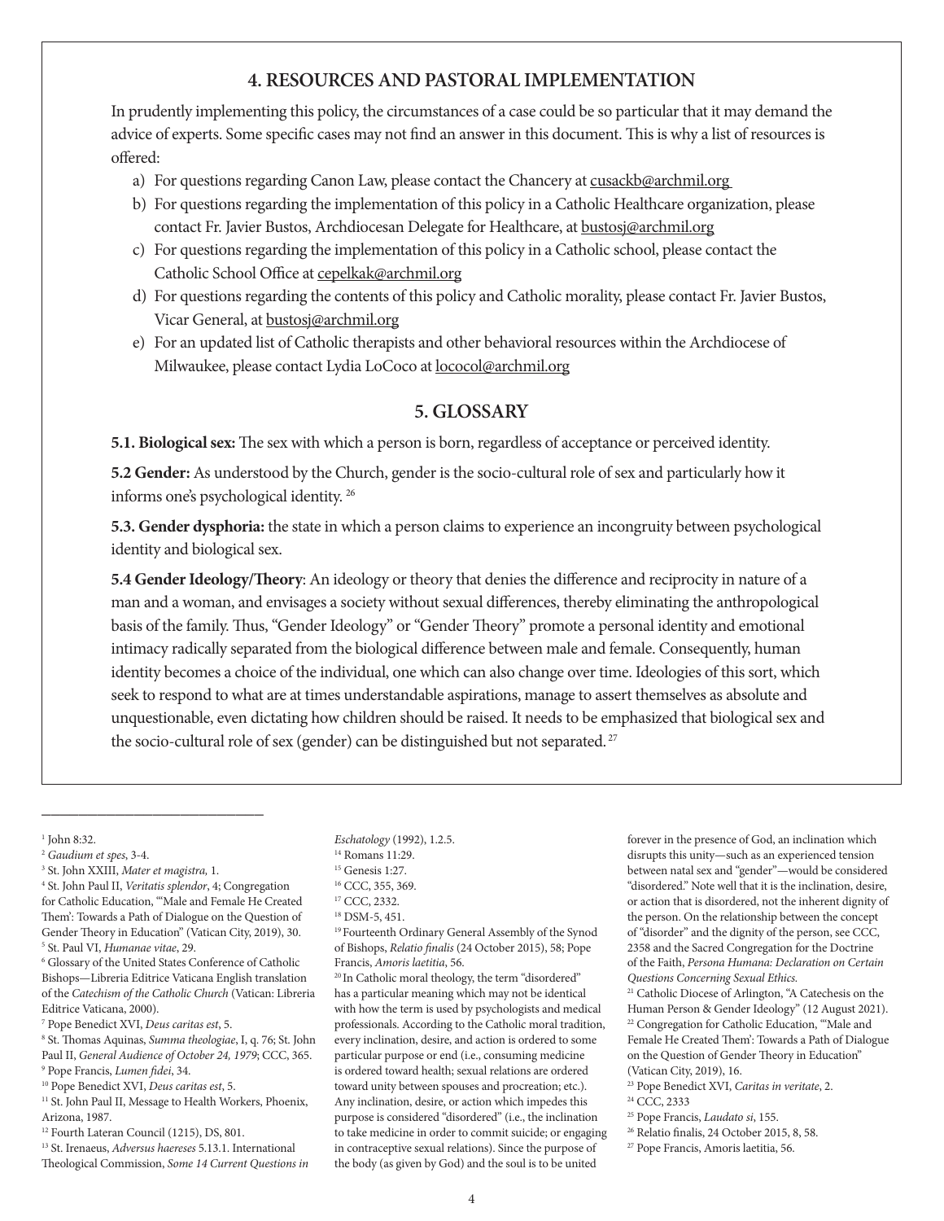## 4. RESOURCES AND PASTORAL IMPLEMENTATION

In prudently implementing this policy, the circumstances of a case could be so particular that it may demand the advice of experts. Some specific cases may not find an answer in this document. This is why a list of resources is offered:

a) For questions regarding Canon Law, please contact the Chancery at cusackb@archmil.org
b) For questions regarding the implementation of this policy in a Catholic Healthcare organization, please contact Fr. Javier Bustos, Archdiocesan Delegate for Healthcare, at bustosj@archmil.org
c) For questions regarding the implementation of this policy in a Catholic school, please contact the Catholic School Office at cepelkak@archmil.org
d) For questions regarding the contents of this policy and Catholic morality, please contact Fr. Javier Bustos, Vicar General, at bustosj@archmil.org
e) For an updated list of Catholic therapists and other behavioral resources within the Archdiocese of Milwaukee, please contact Lydia LoCoco at lococol@archmil.org

## 5. GLOSSARY

**5.1. Biological sex:** The sex with which a person is born, regardless of acceptance or perceived identity.

**5.2 Gender:** As understood by the Church, gender is the socio-cultural role of sex and particularly how it informs one's psychological identity. [26]

**5.3. Gender dysphoria:** the state in which a person claims to experience an incongruity between psychological identity and biological sex.

**5.4 Gender Ideology/Theory**: An ideology or theory that denies the difference and reciprocity in nature of a man and a woman, and envisages a society without sexual differences, thereby eliminating the anthropological basis of the family. Thus, "Gender Ideology" or "Gender Theory" promote a personal identity and emotional intimacy radically separated from the biological difference between male and female. Consequently, human identity becomes a choice of the individual, one which can also change over time. Ideologies of this sort, which seek to respond to what are at times understandable aspirations, manage to assert themselves as absolute and unquestionable, even dictating how children should be raised. It needs to be emphasized that biological sex and the socio-cultural role of sex (gender) can be distinguished but not separated. [27]

---

[1] John 8:32.
[2] *Gaudium et spes*, 3-4.
[3] St. John XXIII, *Mater et magistra,* 1.
[4] St. John Paul II, *Veritatis splendor*, 4; Congregation for Catholic Education, "'Male and Female He Created Them': Towards a Path of Dialogue on the Question of Gender Theory in Education" (Vatican City, 2019), 30.
[5] St. Paul VI, *Humanae vitae*, 29.
[6] Glossary of the United States Conference of Catholic Bishops—Libreria Editrice Vaticana English translation of the *Catechism of the Catholic Church* (Vatican: Libreria Editrice Vaticana, 2000).
[7] Pope Benedict XVI, *Deus caritas est*, 5.
[8] St. Thomas Aquinas, *Summa theologiae*, I, q. 76; St. John Paul II, *General Audience of October 24, 1979*; CCC, 365.
[9] Pope Francis, *Lumen fidei*, 34.
[10] Pope Benedict XVI, *Deus caritas est*, 5.
[11] St. John Paul II, Message to Health Workers, Phoenix, Arizona, 1987.
[12] Fourth Lateran Council (1215), DS, 801.
[13] St. Irenaeus, *Adversus haereses* 5.13.1. International Theological Commission, *Some 14 Current Questions in Eschatology* (1992), 1.2.5.
[14] Romans 11:29.
[15] Genesis 1:27.
[16] CCC, 355, 369.
[17] CCC, 2332.
[18] DSM-5, 451.
[19] Fourteenth Ordinary General Assembly of the Synod of Bishops, *Relatio finalis* (24 October 2015), 58; Pope Francis, *Amoris laetitia*, 56.
[20] In Catholic moral theology, the term "disordered" has a particular meaning which may not be identical with how the term is used by psychologists and medical professionals. According to the Catholic moral tradition, every inclination, desire, and action is ordered to some particular purpose or end (i.e., consuming medicine is ordered toward health; sexual relations are ordered toward unity between spouses and procreation; etc.). Any inclination, desire, or action which impedes this purpose is considered "disordered" (i.e., the inclination to take medicine in order to commit suicide; or engaging in contraceptive sexual relations). Since the purpose of the body (as given by God) and the soul is to be united forever in the presence of God, an inclination which disrupts this unity—such as an experienced tension between natal sex and "gender"—would be considered "disordered." Note well that it is the inclination, desire, or action that is disordered, not the inherent dignity of the person. On the relationship between the concept of "disorder" and the dignity of the person, see CCC, 2358 and the Sacred Congregation for the Doctrine of the Faith, *Persona Humana: Declaration on Certain Questions Concerning Sexual Ethics.*
[21] Catholic Diocese of Arlington, "A Catechesis on the Human Person & Gender Ideology" (12 August 2021).
[22] Congregation for Catholic Education, "'Male and Female He Created Them': Towards a Path of Dialogue on the Question of Gender Theory in Education" (Vatican City, 2019), 16.
[23] Pope Benedict XVI, *Caritas in veritate*, 2.
[24] CCC, 2333
[25] Pope Francis, *Laudato si*, 155.
[26] Relatio finalis, 24 October 2015, 8, 58.
[27] Pope Francis, Amoris laetitia, 56.